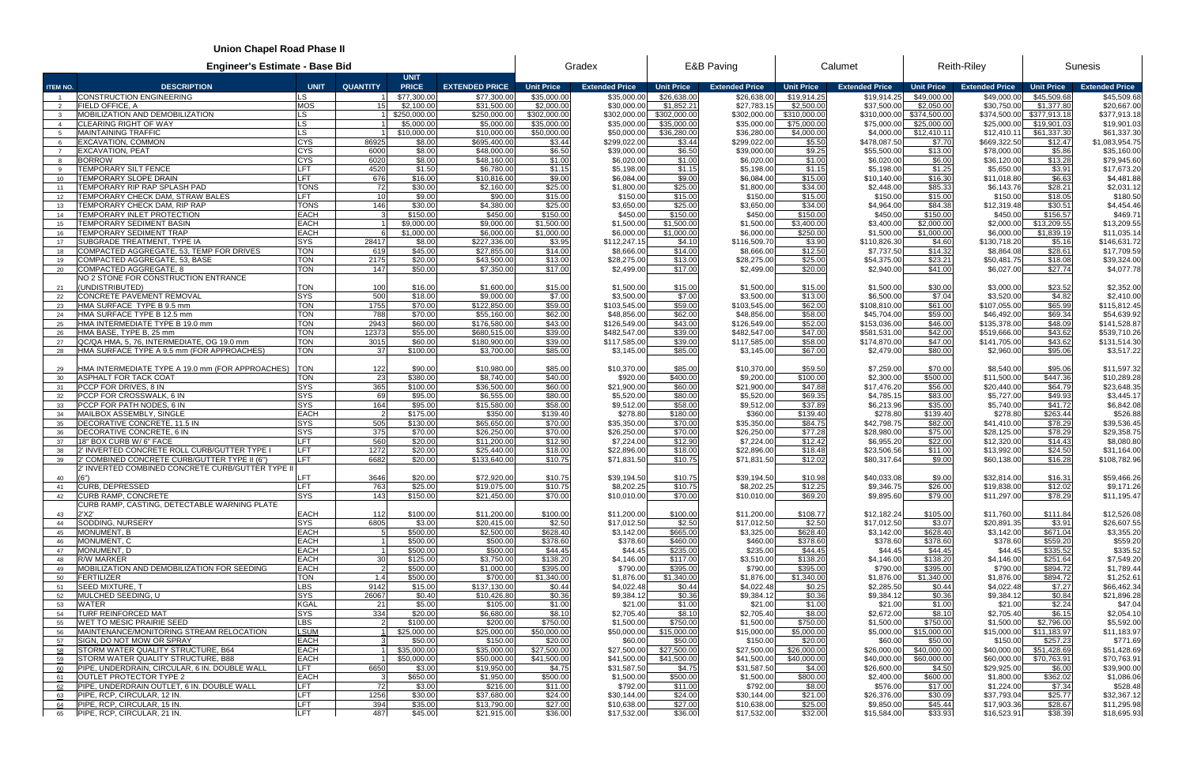# Union Chapel Road Phase II

| | Engineer's Estimate - Base Bid | | | | | Gradex | | E&B Paving | | Calumet | | Reith-Riley | | Sunesis | |
|---|---|---|---|---|---|---|---|---|---|---|---|---|---|---|---|
| ITEM NO. | DESCRIPTION | UNIT | QUANTITY | UNIT PRICE | EXTENDED PRICE | Unit Price | Extended Price | Unit Price | Extended Price | Unit Price | Extended Price | Unit Price | Extended Price | Unit Price | Extended Price |
| 1 | CONSTRUCTION ENGINEERING | LS | 1 | $77,300.00 | $77,300.00 | $35,000.00 | $35,000.00 | $26,638.00 | $26,638.00 | $19,914.25 | $19,914.25 | $49,000.00 | $49,000.00 | $45,509.68 | $45,509.68 |
| 2 | FIELD OFFICE, A | MOS | 15 | $2,100.00 | $31,500.00 | $2,000.00 | $30,000.00 | $1,852.21 | $27,783.15 | $2,500.00 | $37,500.00 | $2,050.00 | $30,750.00 | $1,377.80 | $20,667.00 |
| 3 | MOBILIZATION AND DEMOBILIZATION | LS | 1 | $250,000.00 | $250,000.00 | $302,000.00 | $302,000.00 | $302,000.00 | $302,000.00 | $310,000.00 | $310,000.00 | $374,500.00 | $374,500.00 | $377,913.18 | $377,913.18 |
| 4 | CLEARING RIGHT OF WAY | LS | 1 | $5,000.00 | $5,000.00 | $35,000.00 | $35,000.00 | $35,000.00 | $35,000.00 | $75,000.00 | $75,000.00 | $25,000.00 | $25,000.00 | $19,901.03 | $19,901.03 |
| 5 | MAINTAINING TRAFFIC | LS | 1 | $10,000.00 | $10,000.00 | $50,000.00 | $50,000.00 | $36,280.00 | $36,280.00 | $4,000.00 | $4,000.00 | $12,410.11 | $12,410.11 | $61,337.30 | $61,337.30 |
| 6 | EXCAVATION, COMMON | CYS | 86925 | $8.00 | $695,400.00 | $3.44 | $299,022.00 | $3.44 | $299,022.00 | $5.50 | $478,087.50 | $7.70 | $669,322.50 | $12.47 | $1,083,954.75 |
| 7 | EXCAVATION, PEAT | CYS | 6000 | $8.00 | $48,000.00 | $6.50 | $39,000.00 | $6.50 | $39,000.00 | $9.25 | $55,500.00 | $13.00 | $78,000.00 | $5.86 | $35,160.00 |
| 8 | BORROW | CYS | 6020 | $8.00 | $48,160.00 | $1.00 | $6,020.00 | $1.00 | $6,020.00 | $1.00 | $6,020.00 | $6.00 | $36,120.00 | $13.28 | $79,945.60 |
| 9 | TEMPORARY SILT FENCE | LFT | 4520 | $1.50 | $6,780.00 | $1.15 | $5,198.00 | $1.15 | $5,198.00 | $1.15 | $5,198.00 | $1.25 | $5,650.00 | $3.91 | $17,673.20 |
| 10 | TEMPORARY SLOPE DRAIN | LFT | 676 | $16.00 | $10,816.00 | $9.00 | $6,084.00 | $9.00 | $6,084.00 | $15.00 | $10,140.00 | $16.30 | $11,018.80 | $6.63 | $4,481.88 |
| 11 | TEMPORARY RIP RAP SPLASH PAD | TONS | 72 | $30.00 | $2,160.00 | $25.00 | $1,800.00 | $25.00 | $1,800.00 | $34.00 | $2,448.00 | $85.33 | $6,143.76 | $28.21 | $2,031.12 |
| 12 | TEMPORARY CHECK DAM, STRAW BALES | LFT | 10 | $9.00 | $90.00 | $15.00 | $150.00 | $15.00 | $150.00 | $15.00 | $150.00 | $15.00 | $150.00 | $18.05 | $180.50 |
| 13 | TEMPORARY CHECK DAM, RIP RAP | TONS | 146 | $30.00 | $4,380.00 | $25.00 | $3,650.00 | $25.00 | $3,650.00 | $34.00 | $4,964.00 | $84.38 | $12,319.48 | $30.51 | $4,454.46 |
| 14 | TEMPORARY INLET PROTECTION | EACH | 3 | $150.00 | $450.00 | $150.00 | $450.00 | $150.00 | $450.00 | $150.00 | $450.00 | $150.00 | $450.00 | $156.57 | $469.71 |
| 15 | TEMPORARY SEDIMENT BASIN | EACH | 1 | $9,000.00 | $9,000.00 | $1,500.00 | $1,500.00 | $1,500.00 | $1,500.00 | $3,400.00 | $3,400.00 | $2,000.00 | $2,000.00 | $13,209.55 | $13,209.55 |
| 16 | TEMPORARY SEDIMENT TRAP | EACH | 6 | $1,000.00 | $6,000.00 | $1,000.00 | $6,000.00 | $1,000.00 | $6,000.00 | $250.00 | $1,500.00 | $1,000.00 | $6,000.00 | $1,839.19 | $11,035.14 |
| 17 | SUBGRADE TREATMENT, TYPE IA | SYS | 28417 | $8.00 | $227,336.00 | $3.95 | $112,247.15 | $4.10 | $116,509.70 | $3.90 | $110,826.30 | $4.60 | $130,718.20 | $5.16 | $146,631.72 |
| 18 | COMPACTED AGGREGATE, 53, TEMP FOR DRIVES | TON | 619 | $45.00 | $27,855.00 | $14.00 | $8,666.00 | $14.00 | $8,666.00 | $12.50 | $7,737.50 | $14.32 | $8,864.08 | $28.61 | $17,709.59 |
| 19 | COMPACTED AGGREGATE, 53, BASE | TON | 2175 | $20.00 | $43,500.00 | $13.00 | $28,275.00 | $13.00 | $28,275.00 | $25.00 | $54,375.00 | $23.21 | $50,481.75 | $18.08 | $39,324.00 |
| 20 | COMPACTED AGGREGATE, 8 | TON | 147 | $50.00 | $7,350.00 | $17.00 | $2,499.00 | $17.00 | $2,499.00 | $20.00 | $2,940.00 | $41.00 | $6,027.00 | $27.74 | $4,077.78 |
| 21 | NO 2 STONE FOR CONSTRUCTION ENTRANCE (UNDISTRIBUTED) | TON | 100 | $16.00 | $1,600.00 | $15.00 | $1,500.00 | $15.00 | $1,500.00 | $15.00 | $1,500.00 | $30.00 | $3,000.00 | $23.52 | $2,352.00 |
| 22 | CONCRETE PAVEMENT REMOVAL | SYS | 500 | $18.00 | $9,000.00 | $7.00 | $3,500.00 | $7.00 | $3,500.00 | $13.00 | $6,500.00 | $7.04 | $3,520.00 | $4.82 | $2,410.00 |
| 23 | HMA SURFACE TYPE B 9.5 mm | TON | 1755 | $70.00 | $122,850.00 | $59.00 | $103,545.00 | $59.00 | $103,545.00 | $62.00 | $108,810.00 | $61.00 | $107,055.00 | $65.99 | $115,812.45 |
| 24 | HMA SURFACE TYPE B 12.5 mm | TON | 788 | $70.00 | $55,160.00 | $62.00 | $48,856.00 | $62.00 | $48,856.00 | $58.00 | $45,704.00 | $59.00 | $46,492.00 | $69.34 | $54,639.92 |
| 25 | HMA INTERMEDIATE TYPE B 19.0 mm | TON | 2943 | $60.00 | $176,580.00 | $43.00 | $126,549.00 | $43.00 | $126,549.00 | $52.00 | $153,036.00 | $46.00 | $135,378.00 | $48.09 | $141,528.87 |
| 26 | HMA BASE, TYPE B, 25 mm | TON | 12373 | $55.00 | $680,515.00 | $39.00 | $482,547.00 | $39.00 | $482,547.00 | $47.00 | $581,531.00 | $42.00 | $519,666.00 | $43.62 | $539,710.26 |
| 27 | QC/QA HMA, 5, 76, INTERMEDIATE, OG 19.0 mm | TON | 3015 | $60.00 | $180,900.00 | $39.00 | $117,585.00 | $39.00 | $117,585.00 | $58.00 | $174,870.00 | $47.00 | $141,705.00 | $43.62 | $131,514.30 |
| 28 | HMA SURFACE TYPE A 9.5 mm (FOR APPROACHES) | TON | 37 | $100.00 | $3,700.00 | $85.00 | $3,145.00 | $85.00 | $3,145.00 | $67.00 | $2,479.00 | $80.00 | $2,960.00 | $95.06 | $3,517.22 |
| 29 | HMA INTERMEDIATE TYPE A 19.0 mm (FOR APPROACHES) | TON | 122 | $90.00 | $10,980.00 | $85.00 | $10,370.00 | $85.00 | $10,370.00 | $59.50 | $7,259.00 | $70.00 | $8,540.00 | $95.06 | $11,597.32 |
| 30 | ASPHALT FOR TACK COAT | TON | 23 | $380.00 | $8,740.00 | $40.00 | $920.00 | $400.00 | $9,200.00 | $100.00 | $2,300.00 | $500.00 | $11,500.00 | $447.36 | $10,289.28 |
| 31 | PCCP FOR DRIVES, 8 IN | SYS | 365 | $100.00 | $36,500.00 | $60.00 | $21,900.00 | $60.00 | $21,900.00 | $47.88 | $17,476.20 | $56.00 | $20,440.00 | $64.79 | $23,648.35 |
| 32 | PCCP FOR CROSSWALK, 6 IN | SYS | 69 | $95.00 | $6,555.00 | $80.00 | $5,520.00 | $80.00 | $5,520.00 | $69.35 | $4,785.15 | $83.00 | $5,727.00 | $49.93 | $3,445.17 |
| 33 | PCCP FOR PATH NODES, 6 IN | SYS | 164 | $95.00 | $15,580.00 | $58.00 | $9,512.00 | $58.00 | $9,512.00 | $37.89 | $6,213.96 | $35.00 | $5,740.00 | $41.72 | $6,842.08 |
| 34 | MAILBOX ASSEMBLY, SINGLE | EACH | 2 | $175.00 | $350.00 | $139.40 | $278.80 | $180.00 | $360.00 | $139.40 | $278.80 | $139.40 | $278.80 | $263.44 | $526.88 |
| 35 | DECORATIVE CONCRETE, 11.5 IN | SYS | 505 | $130.00 | $65,650.00 | $70.00 | $35,350.00 | $70.00 | $35,350.00 | $84.75 | $42,798.75 | $82.00 | $41,410.00 | $78.29 | $39,536.45 |
| 36 | DECORATIVE CONCRETE, 6 IN | SYS | 375 | $70.00 | $26,250.00 | $70.00 | $26,250.00 | $70.00 | $26,250.00 | $77.28 | $28,980.00 | $75.00 | $28,125.00 | $78.29 | $29,358.75 |
| 37 | 18" BOX CURB W/ 6" FACE | LFT | 560 | $20.00 | $11,200.00 | $12.90 | $7,224.00 | $12.90 | $7,224.00 | $12.42 | $6,955.20 | $22.00 | $12,320.00 | $14.43 | $8,080.80 |
| 38 | 2' INVERTED CONCRETE ROLL CURB/GUTTER TYPE I | LFT | 1272 | $20.00 | $25,440.00 | $18.00 | $22,896.00 | $18.00 | $22,896.00 | $18.48 | $23,506.56 | $11.00 | $13,992.00 | $24.50 | $31,164.00 |
| 39 | 2' COMBINED CONCRETE CURB/GUTTER TYPE II (6") | LFT | 6682 | $20.00 | $133,640.00 | $10.75 | $71,831.50 | $10.75 | $71,831.50 | $12.02 | $80,317.64 | $9.00 | $60,138.00 | $16.28 | $108,782.96 |
| 40 | 2' INVERTED COMBINED CONCRETE CURB/GUTTER TYPE II (6") | LFT | 3646 | $20.00 | $72,920.00 | $10.75 | $39,194.50 | $10.75 | $39,194.50 | $10.98 | $40,033.08 | $9.00 | $32,814.00 | $16.31 | $59,466.26 |
| 41 | CURB, DEPRESSED | LFT | 763 | $25.00 | $19,075.00 | $10.75 | $8,202.25 | $10.75 | $8,202.25 | $12.25 | $9,346.75 | $26.00 | $19,838.00 | $12.02 | $9,171.26 |
| 42 | CURB RAMP, CONCRETE | SYS | 143 | $150.00 | $21,450.00 | $70.00 | $10,010.00 | $70.00 | $10,010.00 | $69.20 | $9,895.60 | $79.00 | $11,297.00 | $78.29 | $11,195.47 |
| 43 | CURB RAMP, CASTING, DETECTABLE WARNING PLATE 2'X2' | EACH | 112 | $100.00 | $11,200.00 | $100.00 | $11,200.00 | $100.00 | $11,200.00 | $108.77 | $12,182.24 | $105.00 | $11,760.00 | $111.84 | $12,526.08 |
| 44 | SODDING, NURSERY | SYS | 6805 | $3.00 | $20,415.00 | $2.50 | $17,012.50 | $2.50 | $17,012.50 | $2.50 | $17,012.50 | $3.07 | $20,891.35 | $3.91 | $26,607.55 |
| 45 | MONUMENT, B | EACH | 5 | $500.00 | $2,500.00 | $628.40 | $3,142.00 | $665.00 | $3,325.00 | $628.40 | $3,142.00 | $628.40 | $3,142.00 | $671.04 | $3,355.20 |
| 46 | MONUMENT, C | EACH | 1 | $500.00 | $500.00 | $378.60 | $378.60 | $460.00 | $460.00 | $378.60 | $378.60 | $378.60 | $378.60 | $559.20 | $559.20 |
| 47 | MONUMENT, D | EACH | 1 | $500.00 | $500.00 | $44.45 | $44.45 | $235.00 | $235.00 | $44.45 | $44.45 | $44.45 | $44.45 | $335.52 | $335.52 |
| 48 | R/W MARKER | EACH | 30 | $125.00 | $3,750.00 | $138.20 | $4,146.00 | $117.00 | $3,510.00 | $138.20 | $4,146.00 | $138.20 | $4,146.00 | $251.64 | $7,549.20 |
| 49 | MOBILIZATION AND DEMOBILIZATION FOR SEEDING | EACH | 2 | $500.00 | $1,000.00 | $395.00 | $790.00 | $395.00 | $790.00 | $395.00 | $790.00 | $395.00 | $790.00 | $894.72 | $1,789.44 |
| 50 | FERTILIZER | TON | 1.4 | $500.00 | $700.00 | $1,340.00 | $1,876.00 | $1,340.00 | $1,876.00 | $1,340.00 | $1,876.00 | $1,340.00 | $1,876.00 | $894.72 | $1,252.61 |
| 51 | SEED MIXTURE, T | LBS | 9142 | $15.00 | $137,130.00 | $0.44 | $4,022.48 | $0.44 | $4,022.48 | $0.25 | $2,285.50 | $0.44 | $4,022.48 | $7.27 | $66,462.34 |
| 52 | MULCHED SEEDING, U | SYS | 26067 | $0.40 | $10,426.80 | $0.36 | $9,384.12 | $0.36 | $9,384.12 | $0.36 | $9,384.12 | $0.36 | $9,384.12 | $0.84 | $21,896.28 |
| 53 | WATER | KGAL | 21 | $5.00 | $105.00 | $1.00 | $21.00 | $1.00 | $21.00 | $1.00 | $21.00 | $1.00 | $21.00 | $2.24 | $47.04 |
| 54 | TURF REINFORCED MAT | SYS | 334 | $20.00 | $6,680.00 | $8.10 | $2,705.40 | $8.10 | $2,705.40 | $8.00 | $2,672.00 | $8.10 | $2,705.40 | $6.15 | $2,054.10 |
| 55 | WET TO MESIC PRAIRIE SEED | LBS | 2 | $100.00 | $200.00 | $750.00 | $1,500.00 | $750.00 | $1,500.00 | $750.00 | $1,500.00 | $750.00 | $1,500.00 | $2,796.00 | $5,592.00 |
| 56 | MAINTENANCE/MONITORING STREAM RELOCATION | LSUM | 1 | $25,000.00 | $25,000.00 | $50,000.00 | $50,000.00 | $15,000.00 | $15,000.00 | $5,000.00 | $5,000.00 | $15,000.00 | $15,000.00 | $11,183.97 | $11,183.97 |
| 57 | SIGN, DO NOT MOW OR SPRAY | EACH | 3 | $50.00 | $150.00 | $20.00 | $60.00 | $50.00 | $150.00 | $20.00 | $60.00 | $50.00 | $150.00 | $257.23 | $771.69 |
| 58 | STORM WATER QUALITY STRUCTURE, B64 | EACH | 1 | $35,000.00 | $35,000.00 | $27,500.00 | $27,500.00 | $27,500.00 | $27,500.00 | $26,000.00 | $26,000.00 | $40,000.00 | $40,000.00 | $51,428.69 | $51,428.69 |
| 59 | STORM WATER QUALITY STRUCTURE, B88 | EACH | 1 | $50,000.00 | $50,000.00 | $41,500.00 | $41,500.00 | $41,500.00 | $41,500.00 | $40,000.00 | $40,000.00 | $60,000.00 | $60,000.00 | $70,763.91 | $70,763.91 |
| 60 | PIPE, UNDERDRAIN, CIRCULAR, 6 IN. DOUBLE WALL | LFT | 6650 | $3.00 | $19,950.00 | $4.75 | $31,587.50 | $4.75 | $31,587.50 | $4.00 | $26,600.00 | $4.50 | $29,925.00 | $6.00 | $39,900.00 |
| 61 | OUTLET PROTECTOR TYPE 2 | EACH | 3 | $650.00 | $1,950.00 | $500.00 | $1,500.00 | $500.00 | $1,500.00 | $800.00 | $2,400.00 | $600.00 | $1,800.00 | $362.02 | $1,086.06 |
| 62 | PIPE, UNDERDRAIN OUTLET, 6 IN. DOUBLE WALL | LFT | 72 | $3.00 | $216.00 | $11.00 | $792.00 | $11.00 | $792.00 | $8.00 | $576.00 | $17.00 | $1,224.00 | $7.34 | $528.48 |
| 63 | PIPE, RCP, CIRCULAR, 12 IN. | LFT | 1256 | $30.00 | $37,680.00 | $24.00 | $30,144.00 | $24.00 | $30,144.00 | $21.00 | $26,376.00 | $30.09 | $37,793.04 | $25.77 | $32,367.12 |
| 64 | PIPE, RCP, CIRCULAR, 15 IN. | LFT | 394 | $35.00 | $13,790.00 | $27.00 | $10,638.00 | $27.00 | $10,638.00 | $25.00 | $9,850.00 | $45.44 | $17,903.36 | $28.67 | $11,295.98 |
| 65 | PIPE, RCP, CIRCULAR, 21 IN. | LFT | 487 | $45.00 | $21,915.00 | $36.00 | $17,532.00 | $36.00 | $17,532.00 | $32.00 | $15,584.00 | $33.93 | $16,523.91 | $38.39 | $18,695.93 |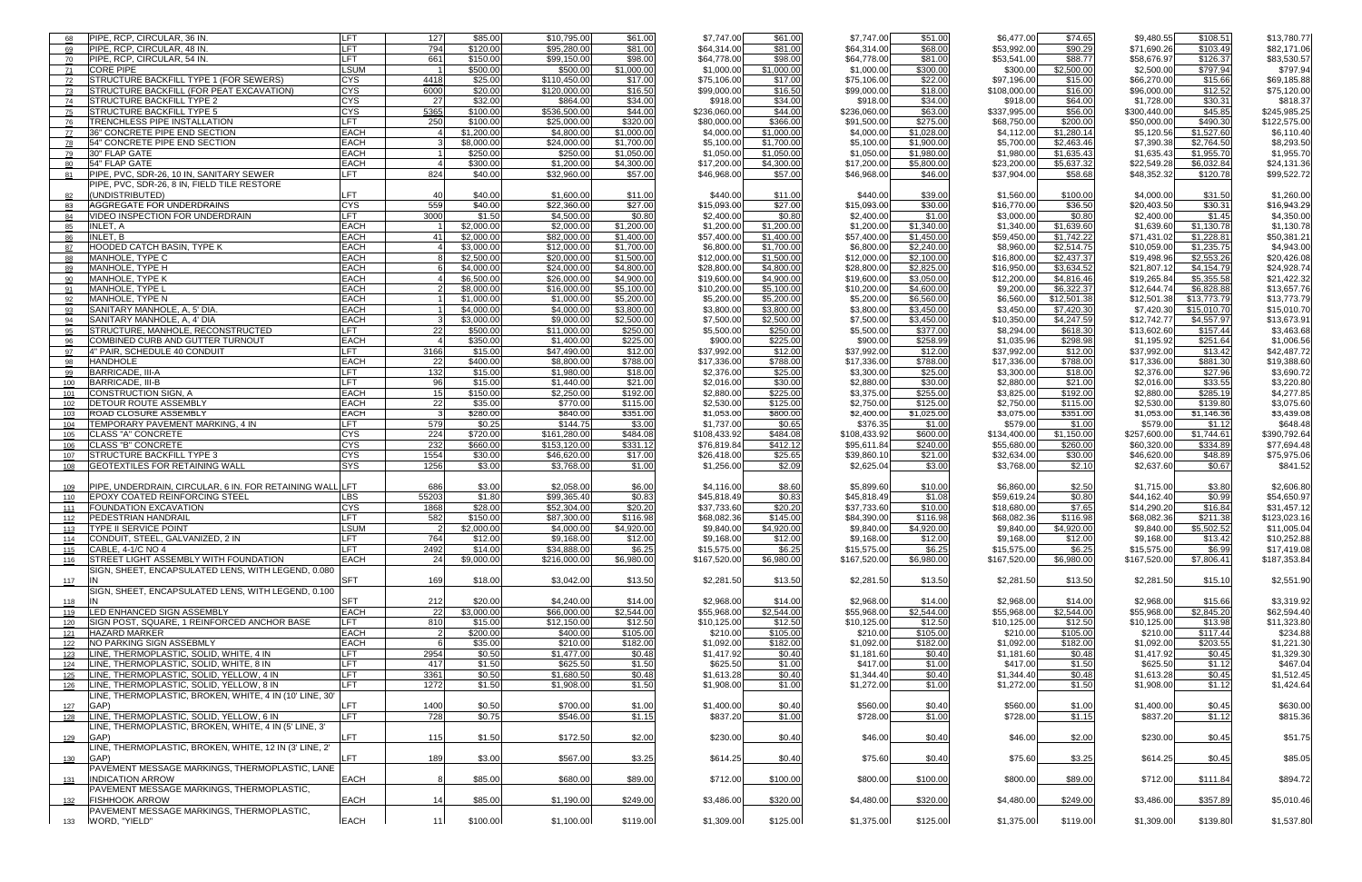| 68 | PIPE, RCP, CIRCULAR, 36 IN. | LFT | 127 | $85.00 | $10,795.00 | $61.00 | $7,747.00 | $61.00 | $7,747.00 | $51.00 | $6,477.00 | $74.65 | $9,480.55 | $108.51 | $13,780.77 |
|---|---|---|---|---|---|---|---|---|---|---|---|---|---|---|---|
| 69 | PIPE, RCP, CIRCULAR, 48 IN. | LFT | 794 | $120.00 | $95,280.00 | $81.00 | $64,314.00 | $81.00 | $64,314.00 | $68.00 | $53,992.00 | $90.29 | $71,690.26 | $103.49 | $82,171.06 |
| 70 | PIPE, RCP, CIRCULAR, 54 IN. | LFT | 661 | $150.00 | $99,150.00 | $98.00 | $64,778.00 | $98.00 | $64,778.00 | $81.00 | $53,541.00 | $88.77 | $58,676.97 | $126.37 | $83,530.57 |
| 71 | CORE PIPE | LSUM | 1 | $500.00 | $500.00 | $1,000.00 | $1,000.00 | $1,000.00 | $1,000.00 | $300.00 | $300.00 | $2,500.00 | $2,500.00 | $797.94 | $797.94 |
| 72 | STRUCTURE BACKFILL TYPE 1 (FOR SEWERS) | CYS | 4418 | $25.00 | $110,450.00 | $17.00 | $75,106.00 | $17.00 | $75,106.00 | $22.00 | $97,196.00 | $15.00 | $66,270.00 | $15.66 | $69,185.88 |
| 73 | STRUCTURE BACKFILL (FOR PEAT EXCAVATION) | CYS | 6000 | $20.00 | $120,000.00 | $16.50 | $99,000.00 | $16.50 | $99,000.00 | $18.00 | $108,000.00 | $16.00 | $96,000.00 | $12.52 | $75,120.00 |
| 74 | STRUCTURE BACKFILL TYPE 2 | CYS | 27 | $32.00 | $864.00 | $34.00 | $918.00 | $34.00 | $918.00 | $34.00 | $918.00 | $64.00 | $1,728.00 | $30.31 | $818.37 |
| 75 | STRUCTURE BACKFILL TYPE 5 | CYS | 5365 | $100.00 | $536,500.00 | $44.00 | $236,060.00 | $44.00 | $236,060.00 | $63.00 | $337,995.00 | $56.00 | $300,440.00 | $45.85 | $245,985.25 |
| 76 | TRENCHLESS PIPE INSTALLATION | LFT | 250 | $100.00 | $25,000.00 | $320.00 | $80,000.00 | $366.00 | $91,500.00 | $275.00 | $68,750.00 | $200.00 | $50,000.00 | $490.30 | $122,575.00 |
| 77 | 36" CONCRETE PIPE END SECTION | EACH | 4 | $1,200.00 | $4,800.00 | $1,000.00 | $4,000.00 | $1,000.00 | $4,000.00 | $1,028.00 | $4,112.00 | $1,280.14 | $5,120.56 | $1,527.60 | $6,110.40 |
| 78 | 54" CONCRETE PIPE END SECTION | EACH | 3 | $8,000.00 | $24,000.00 | $1,700.00 | $5,100.00 | $1,700.00 | $5,100.00 | $1,900.00 | $5,700.00 | $2,463.46 | $7,390.38 | $2,764.50 | $8,293.50 |
| 79 | 30" FLAP GATE | EACH | 1 | $250.00 | $250.00 | $1,050.00 | $1,050.00 | $1,050.00 | $1,050.00 | $1,980.00 | $1,980.00 | $1,635.43 | $1,635.43 | $1,955.70 | $1,955.70 |
| 80 | 54" FLAP GATE | EACH | 4 | $300.00 | $1,200.00 | $4,300.00 | $17,200.00 | $4,300.00 | $17,200.00 | $5,800.00 | $23,200.00 | $5,637.32 | $22,549.28 | $6,032.84 | $24,131.36 |
| 81 | PIPE, PVC, SDR-26, 10 IN, SANITARY SEWER | LFT | 824 | $40.00 | $32,960.00 | $57.00 | $46,968.00 | $57.00 | $46,968.00 | $46.00 | $37,904.00 | $58.68 | $48,352.32 | $120.78 | $99,522.72 |
| 82 | PIPE, PVC, SDR-26, 8 IN, FIELD TILE RESTORE (UNDISTRIBUTED) | LFT | 40 | $40.00 | $1,600.00 | $11.00 | $440.00 | $11.00 | $440.00 | $39.00 | $1,560.00 | $100.00 | $4,000.00 | $31.50 | $1,260.00 |
| 83 | AGGREGATE FOR UNDERDRAINS | CYS | 559 | $40.00 | $22,360.00 | $27.00 | $15,093.00 | $27.00 | $15,093.00 | $30.00 | $16,770.00 | $36.50 | $20,403.50 | $30.31 | $16,943.29 |
| 84 | VIDEO INSPECTION FOR UNDERDRAIN | LFT | 3000 | $1.50 | $4,500.00 | $0.80 | $2,400.00 | $0.80 | $2,400.00 | $1.00 | $3,000.00 | $0.80 | $2,400.00 | $1.45 | $4,350.00 |
| 85 | INLET, A | EACH | 1 | $2,000.00 | $2,000.00 | $1,200.00 | $1,200.00 | $1,200.00 | $1,200.00 | $1,340.00 | $1,340.00 | $1,639.60 | $1,639.60 | $1,130.78 | $1,130.78 |
| 86 | INLET, B | EACH | 41 | $2,000.00 | $82,000.00 | $1,400.00 | $57,400.00 | $1,400.00 | $57,400.00 | $1,450.00 | $59,450.00 | $1,742.22 | $71,431.02 | $1,228.81 | $50,381.21 |
| 87 | HOODED CATCH BASIN, TYPE K | EACH | 4 | $3,000.00 | $12,000.00 | $1,700.00 | $6,800.00 | $1,700.00 | $6,800.00 | $2,240.00 | $8,960.00 | $2,514.75 | $10,059.00 | $1,235.75 | $4,943.00 |
| 88 | MANHOLE, TYPE C | EACH | 8 | $2,500.00 | $20,000.00 | $1,500.00 | $12,000.00 | $1,500.00 | $12,000.00 | $2,100.00 | $16,800.00 | $2,437.37 | $19,498.96 | $2,553.26 | $20,426.08 |
| 89 | MANHOLE, TYPE H | EACH | 6 | $4,000.00 | $24,000.00 | $4,800.00 | $28,800.00 | $4,800.00 | $28,800.00 | $2,825.00 | $16,950.00 | $3,634.52 | $21,807.12 | $4,154.79 | $24,928.74 |
| 90 | MANHOLE, TYPE K | EACH | 4 | $6,500.00 | $26,000.00 | $4,900.00 | $19,600.00 | $4,900.00 | $19,600.00 | $3,050.00 | $12,200.00 | $4,816.46 | $19,265.84 | $5,355.58 | $21,422.32 |
| 91 | MANHOLE, TYPE L | EACH | 2 | $8,000.00 | $16,000.00 | $5,100.00 | $10,200.00 | $5,100.00 | $10,200.00 | $4,600.00 | $9,200.00 | $6,322.37 | $12,644.74 | $6,828.88 | $13,657.76 |
| 92 | MANHOLE, TYPE N | EACH | 1 | $1,000.00 | $1,000.00 | $5,200.00 | $5,200.00 | $5,200.00 | $5,200.00 | $6,560.00 | $6,560.00 | $12,501.38 | $12,501.38 | $13,773.79 | $13,773.79 |
| 93 | SANITARY MANHOLE, A, 5' DIA. | EACH | 1 | $4,000.00 | $4,000.00 | $3,800.00 | $3,800.00 | $3,800.00 | $3,800.00 | $3,450.00 | $3,450.00 | $7,420.30 | $7,420.30 | $15,010.70 | $15,010.70 |
| 94 | SANITARY MANHOLE, A, 4' DIA | EACH | 3 | $3,000.00 | $9,000.00 | $2,500.00 | $7,500.00 | $2,500.00 | $7,500.00 | $3,450.00 | $10,350.00 | $4,247.59 | $12,742.77 | $4,557.97 | $13,673.91 |
| 95 | STRUCTURE, MANHOLE, RECONSTRUCTED | LFT | 22 | $500.00 | $11,000.00 | $250.00 | $5,500.00 | $250.00 | $5,500.00 | $377.00 | $8,294.00 | $618.30 | $13,602.60 | $157.44 | $3,463.68 |
| 96 | COMBINED CURB AND GUTTER TURNOUT | EACH | 4 | $350.00 | $1,400.00 | $225.00 | $900.00 | $225.00 | $900.00 | $258.99 | $1,035.96 | $298.98 | $1,195.92 | $251.64 | $1,006.56 |
| 97 | 4" PAIR, SCHEDULE 40 CONDUIT | LFT | 3166 | $15.00 | $47,490.00 | $12.00 | $37,992.00 | $12.00 | $37,992.00 | $12.00 | $37,992.00 | $12.00 | $37,992.00 | $13.42 | $42,487.72 |
| 98 | HANDHOLE | EACH | 22 | $400.00 | $8,800.00 | $788.00 | $17,336.00 | $788.00 | $17,336.00 | $788.00 | $17,336.00 | $788.00 | $17,336.00 | $881.30 | $19,388.60 |
| 99 | BARRICADE, III-A | LFT | 132 | $15.00 | $1,980.00 | $18.00 | $2,376.00 | $25.00 | $3,300.00 | $25.00 | $3,300.00 | $18.00 | $2,376.00 | $27.96 | $3,690.72 |
| 100 | BARRICADE, III-B | LFT | 96 | $15.00 | $1,440.00 | $21.00 | $2,016.00 | $30.00 | $2,880.00 | $30.00 | $2,880.00 | $21.00 | $2,016.00 | $33.55 | $3,220.80 |
| 101 | CONSTRUCTION SIGN, A | EACH | 15 | $150.00 | $2,250.00 | $192.00 | $2,880.00 | $225.00 | $3,375.00 | $255.00 | $3,825.00 | $192.00 | $2,880.00 | $285.19 | $4,277.85 |
| 102 | DETOUR ROUTE ASSEMBLY | EACH | 22 | $35.00 | $770.00 | $115.00 | $2,530.00 | $125.00 | $2,750.00 | $125.00 | $2,750.00 | $115.00 | $2,530.00 | $139.80 | $3,075.60 |
| 103 | ROAD CLOSURE ASSEMBLY | EACH | 3 | $280.00 | $840.00 | $351.00 | $1,053.00 | $800.00 | $2,400.00 | $1,025.00 | $3,075.00 | $351.00 | $1,053.00 | $1,146.36 | $3,439.08 |
| 104 | TEMPORARY PAVEMENT MARKING, 4 IN | LFT | 579 | $0.25 | $144.75 | $3.00 | $1,737.00 | $0.65 | $376.35 | $1.00 | $579.00 | $1.00 | $579.00 | $1.12 | $648.48 |
| 105 | CLASS "A" CONCRETE | CYS | 224 | $720.00 | $161,280.00 | $484.08 | $108,433.92 | $484.08 | $108,433.92 | $600.00 | $134,400.00 | $1,150.00 | $257,600.00 | $1,744.61 | $390,792.64 |
| 106 | CLASS "B" CONCRETE | CYS | 232 | $660.00 | $153,120.00 | $331.12 | $76,819.84 | $412.12 | $95,611.84 | $240.00 | $55,680.00 | $260.00 | $60,320.00 | $334.89 | $77,694.48 |
| 107 | STRUCTURE BACKFILL TYPE 3 | CYS | 1554 | $30.00 | $46,620.00 | $17.00 | $26,418.00 | $25.65 | $39,860.10 | $21.00 | $32,634.00 | $30.00 | $46,620.00 | $48.89 | $75,975.06 |
| 108 | GEOTEXTILES FOR RETAINING WALL | SYS | 1256 | $3.00 | $3,768.00 | $1.00 | $1,256.00 | $2.09 | $2,625.04 | $3.00 | $3,768.00 | $2.10 | $2,637.60 | $0.67 | $841.52 |
| 109 | PIPE, UNDERDRAIN, CIRCULAR, 6 IN. FOR RETAINING WALL | LFT | 686 | $3.00 | $2,058.00 | $6.00 | $4,116.00 | $8.60 | $5,899.60 | $10.00 | $6,860.00 | $2.50 | $1,715.00 | $3.80 | $2,606.80 |
| 110 | EPOXY COATED REINFORCING STEEL | LBS | 55203 | $1.80 | $99,365.40 | $0.83 | $45,818.49 | $0.83 | $45,818.49 | $1.08 | $59,619.24 | $0.80 | $44,162.40 | $0.99 | $54,650.97 |
| 111 | FOUNDATION EXCAVATION | CYS | 1868 | $28.00 | $52,304.00 | $20.20 | $37,733.60 | $20.20 | $37,733.60 | $10.00 | $18,680.00 | $7.65 | $14,290.20 | $16.84 | $31,457.12 |
| 112 | PEDESTRIAN HANDRAIL | LFT | 582 | $150.00 | $87,300.00 | $116.98 | $68,082.36 | $145.00 | $84,390.00 | $116.98 | $68,082.36 | $116.98 | $68,082.36 | $211.38 | $123,023.16 |
| 113 | TYPE II SERVICE POINT | LSUM | 2 | $2,000.00 | $4,000.00 | $4,920.00 | $9,840.00 | $4,920.00 | $9,840.00 | $4,920.00 | $9,840.00 | $4,920.00 | $9,840.00 | $5,502.52 | $11,005.04 |
| 114 | CONDUIT, STEEL, GALVANIZED, 2 IN | LFT | 764 | $12.00 | $9,168.00 | $12.00 | $9,168.00 | $12.00 | $9,168.00 | $12.00 | $9,168.00 | $12.00 | $9,168.00 | $13.42 | $10,252.88 |
| 115 | CABLE, 4-1/C NO 4 | LFT | 2492 | $14.00 | $34,888.00 | $6.25 | $15,575.00 | $6.25 | $15,575.00 | $6.25 | $15,575.00 | $6.25 | $15,575.00 | $6.99 | $17,419.08 |
| 116 | STREET LIGHT ASSEMBLY WITH FOUNDATION | EACH | 24 | $9,000.00 | $216,000.00 | $6,980.00 | $167,520.00 | $6,980.00 | $167,520.00 | $6,980.00 | $167,520.00 | $6,980.00 | $167,520.00 | $7,806.41 | $187,353.84 |
| 117 | SIGN, SHEET, ENCAPSULATED LENS, WITH LEGEND, 0.080 IN | SFT | 169 | $18.00 | $3,042.00 | $13.50 | $2,281.50 | $13.50 | $2,281.50 | $13.50 | $2,281.50 | $13.50 | $2,281.50 | $15.10 | $2,551.90 |
| 118 | SIGN, SHEET, ENCAPSULATED LENS, WITH LEGEND, 0.100 IN | SFT | 212 | $20.00 | $4,240.00 | $14.00 | $2,968.00 | $14.00 | $2,968.00 | $14.00 | $2,968.00 | $14.00 | $2,968.00 | $15.66 | $3,319.92 |
| 119 | LED ENHANCED SIGN ASSEMBLY | EACH | 22 | $3,000.00 | $66,000.00 | $2,544.00 | $55,968.00 | $2,544.00 | $55,968.00 | $2,544.00 | $55,968.00 | $2,544.00 | $55,968.00 | $2,845.20 | $62,594.40 |
| 120 | SIGN POST, SQUARE, 1 REINFORCED ANCHOR BASE | LFT | 810 | $15.00 | $12,150.00 | $12.50 | $10,125.00 | $12.50 | $10,125.00 | $12.50 | $10,125.00 | $12.50 | $10,125.00 | $13.98 | $11,323.80 |
| 121 | HAZARD MARKER | EACH | 2 | $200.00 | $400.00 | $105.00 | $210.00 | $105.00 | $210.00 | $105.00 | $210.00 | $105.00 | $210.00 | $117.44 | $234.88 |
| 122 | NO PARKING SIGN ASSEBMLY | EACH | 6 | $35.00 | $210.00 | $182.00 | $1,092.00 | $182.00 | $1,092.00 | $182.00 | $1,092.00 | $182.00 | $1,092.00 | $203.55 | $1,221.30 |
| 123 | LINE, THERMOPLASTIC, SOLID, WHITE, 4 IN | LFT | 2954 | $0.50 | $1,477.00 | $0.48 | $1,417.92 | $0.40 | $1,181.60 | $0.40 | $1,181.60 | $0.48 | $1,417.92 | $0.45 | $1,329.30 |
| 124 | LINE, THERMOPLASTIC, SOLID, WHITE, 8 IN | LFT | 417 | $1.50 | $625.50 | $1.50 | $625.50 | $1.00 | $417.00 | $1.00 | $417.00 | $1.50 | $625.50 | $1.12 | $467.04 |
| 125 | LINE, THERMOPLASTIC, SOLID, YELLOW, 4 IN | LFT | 3361 | $0.50 | $1,680.50 | $0.48 | $1,613.28 | $0.40 | $1,344.40 | $0.40 | $1,344.40 | $0.48 | $1,613.28 | $0.45 | $1,512.45 |
| 126 | LINE, THERMOPLASTIC, SOLID, YELLOW, 8 IN | LFT | 1272 | $1.50 | $1,908.00 | $1.50 | $1,908.00 | $1.00 | $1,272.00 | $1.00 | $1,272.00 | $1.50 | $1,908.00 | $1.12 | $1,424.64 |
| 127 | LINE, THERMOPLASTIC, BROKEN, WHITE, 4 IN (10' LINE, 30' GAP) | LFT | 1400 | $0.50 | $700.00 | $1.00 | $1,400.00 | $0.40 | $560.00 | $0.40 | $560.00 | $1.00 | $1,400.00 | $0.45 | $630.00 |
| 128 | LINE, THERMOPLASTIC, SOLID, YELLOW, 6 IN | LFT | 728 | $0.75 | $546.00 | $1.15 | $837.20 | $1.00 | $728.00 | $1.00 | $728.00 | $1.15 | $837.20 | $1.12 | $815.36 |
| 129 | LINE, THERMOPLASTIC, BROKEN, WHITE, 4 IN (5' LINE, 3' GAP) | LFT | 115 | $1.50 | $172.50 | $2.00 | $230.00 | $0.40 | $46.00 | $0.40 | $46.00 | $2.00 | $230.00 | $0.45 | $51.75 |
| 130 | LINE, THERMOPLASTIC, BROKEN, WHITE, 12 IN (3' LINE, 2' GAP) | LFT | 189 | $3.00 | $567.00 | $3.25 | $614.25 | $0.40 | $75.60 | $0.40 | $75.60 | $3.25 | $614.25 | $0.45 | $85.05 |
| 131 | PAVEMENT MESSAGE MARKINGS, THERMOPLASTIC, LANE INDICATION ARROW | EACH | 8 | $85.00 | $680.00 | $89.00 | $712.00 | $100.00 | $800.00 | $100.00 | $800.00 | $89.00 | $712.00 | $111.84 | $894.72 |
| 132 | PAVEMENT MESSAGE MARKINGS, THERMOPLASTIC, FISHHOOK ARROW | EACH | 14 | $85.00 | $1,190.00 | $249.00 | $3,486.00 | $320.00 | $4,480.00 | $320.00 | $4,480.00 | $249.00 | $3,486.00 | $357.89 | $5,010.46 |
| 133 | PAVEMENT MESSAGE MARKINGS, THERMOPLASTIC, WORD, "YIELD" | EACH | 11 | $100.00 | $1,100.00 | $119.00 | $1,309.00 | $125.00 | $1,375.00 | $125.00 | $1,375.00 | $119.00 | $1,309.00 | $139.80 | $1,537.80 |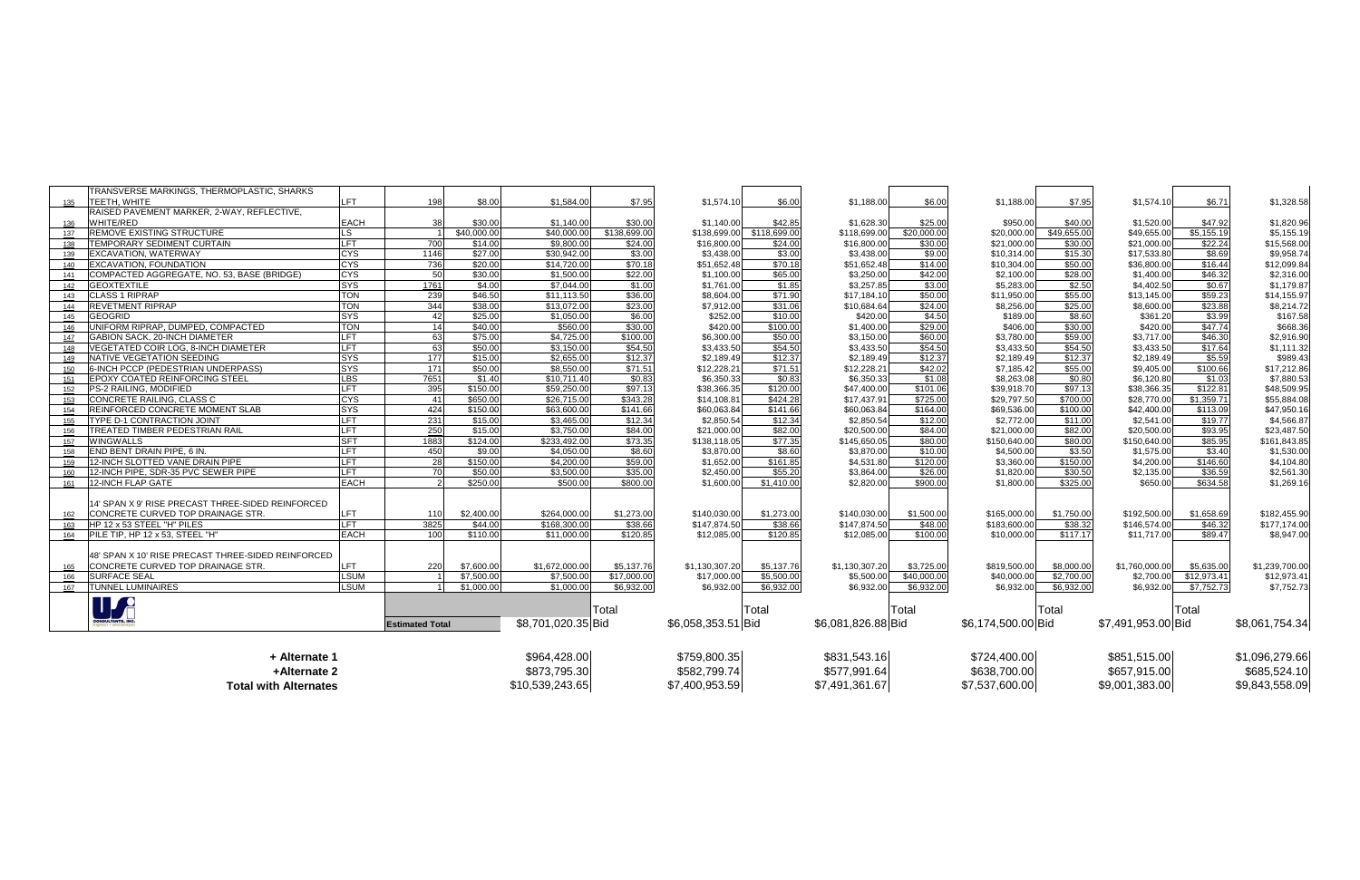| | | | | | | | | | | | | | | | | |
|---|---|---|---|---|---|---|---|---|---|---|---|---|---|---|---|---|
| 135 | TRANSVERSE MARKINGS, THERMOPLASTIC, SHARKS TEETH, WHITE | LFT | 198 | $8.00 | $1,584.00 | $7.95 | $1,574.10 | $6.00 | $1,188.00 | $6.00 | $1,188.00 | $7.95 | $1,574.10 | $6.71 | $1,328.58 |
| 136 | RAISED PAVEMENT MARKER, 2-WAY, REFLECTIVE, WHITE/RED | EACH | 38 | $30.00 | $1,140.00 | $30.00 | $1,140.00 | $42.85 | $1,628.30 | $25.00 | $950.00 | $40.00 | $1,520.00 | $47.92 | $1,820.96 |
| 137 | REMOVE EXISTING STRUCTURE | LS | 1 | $40,000.00 | $40,000.00 | $138,699.00 | $138,699.00 | $118,699.00 | $118,699.00 | $20,000.00 | $20,000.00 | $49,655.00 | $49,655.00 | $5,155.19 | $5,155.19 |
| 138 | TEMPORARY SEDIMENT CURTAIN | LFT | 700 | $14.00 | $9,800.00 | $24.00 | $16,800.00 | $24.00 | $16,800.00 | $30.00 | $21,000.00 | $30.00 | $21,000.00 | $22.24 | $15,568.00 |
| 139 | EXCAVATION, WATERWAY | CYS | 1146 | $27.00 | $30,942.00 | $3.00 | $3,438.00 | $3.00 | $3,438.00 | $9.00 | $10,314.00 | $15.30 | $17,533.80 | $8.69 | $9,958.74 |
| 140 | EXCAVATION, FOUNDATION | CYS | 736 | $20.00 | $14,720.00 | $70.18 | $51,652.48 | $70.18 | $51,652.48 | $14.00 | $10,304.00 | $50.00 | $36,800.00 | $16.44 | $12,099.84 |
| 141 | COMPACTED AGGREGATE, NO. 53, BASE (BRIDGE) | CYS | 50 | $30.00 | $1,500.00 | $22.00 | $1,100.00 | $65.00 | $3,250.00 | $42.00 | $2,100.00 | $28.00 | $1,400.00 | $46.32 | $2,316.00 |
| 142 | GEOTEXTILE | SYS | 1761 | $4.00 | $7,044.00 | $1.00 | $1,761.00 | $1.85 | $3,257.85 | $3.00 | $5,283.00 | $2.50 | $4,402.50 | $0.67 | $1,179.87 |
| 143 | CLASS 1 RIPRAP | TON | 239 | $46.50 | $11,113.50 | $36.00 | $8,604.00 | $71.90 | $17,184.10 | $50.00 | $11,950.00 | $55.00 | $13,145.00 | $59.23 | $14,155.97 |
| 144 | REVETMENT RIPRAP | TON | 344 | $38.00 | $13,072.00 | $23.00 | $7,912.00 | $31.06 | $10,684.64 | $24.00 | $8,256.00 | $25.00 | $8,600.00 | $23.88 | $8,214.72 |
| 145 | GEOGRID | SYS | 42 | $25.00 | $1,050.00 | $6.00 | $252.00 | $10.00 | $420.00 | $4.50 | $189.00 | $8.60 | $361.20 | $3.99 | $167.58 |
| 146 | UNIFORM RIPRAP, DUMPED, COMPACTED | TON | 14 | $40.00 | $560.00 | $30.00 | $420.00 | $100.00 | $1,400.00 | $29.00 | $406.00 | $30.00 | $420.00 | $47.74 | $668.36 |
| 147 | GABION SACK, 20-INCH DIAMETER | LFT | 63 | $75.00 | $4,725.00 | $100.00 | $6,300.00 | $50.00 | $3,150.00 | $60.00 | $3,780.00 | $59.00 | $3,717.00 | $46.30 | $2,916.90 |
| 148 | VEGETATED COIR LOG, 8-INCH DIAMETER | LFT | 63 | $50.00 | $3,150.00 | $54.50 | $3,433.50 | $54.50 | $3,433.50 | $54.50 | $3,433.50 | $54.50 | $3,433.50 | $17.64 | $1,111.32 |
| 149 | NATIVE VEGETATION SEEDING | SYS | 177 | $15.00 | $2,655.00 | $12.37 | $2,189.49 | $12.37 | $2,189.49 | $12.37 | $2,189.49 | $12.37 | $2,189.49 | $5.59 | $989.43 |
| 150 | 6-INCH PCCP (PEDESTRIAN UNDERPASS) | SYS | 171 | $50.00 | $8,550.00 | $71.51 | $12,228.21 | $71.51 | $12,228.21 | $42.02 | $7,185.42 | $55.00 | $9,405.00 | $100.66 | $17,212.86 |
| 151 | EPOXY COATED REINFORCING STEEL | LBS | 7651 | $1.40 | $10,711.40 | $0.83 | $6,350.33 | $0.83 | $6,350.33 | $1.08 | $8,263.08 | $0.80 | $6,120.80 | $1.03 | $7,880.53 |
| 152 | PS-2 RAILING, MODIFIED | LFT | 395 | $150.00 | $59,250.00 | $97.13 | $38,366.35 | $120.00 | $47,400.00 | $101.06 | $39,918.70 | $97.13 | $38,366.35 | $122.81 | $48,509.95 |
| 153 | CONCRETE RAILING, CLASS C | CYS | 41 | $650.00 | $26,715.00 | $343.28 | $14,108.81 | $424.28 | $17,437.91 | $725.00 | $29,797.50 | $700.00 | $28,770.00 | $1,359.71 | $55,884.08 |
| 154 | REINFORCED CONCRETE MOMENT SLAB | SYS | 424 | $150.00 | $63,600.00 | $141.66 | $60,063.84 | $141.66 | $60,063.84 | $164.00 | $69,536.00 | $100.00 | $42,400.00 | $113.09 | $47,950.16 |
| 155 | TYPE D-1 CONTRACTION JOINT | LFT | 231 | $15.00 | $3,465.00 | $12.34 | $2,850.54 | $12.34 | $2,850.54 | $12.00 | $2,772.00 | $11.00 | $2,541.00 | $19.77 | $4,566.87 |
| 156 | TREATED TIMBER PEDESTRIAN RAIL | LFT | 250 | $15.00 | $3,750.00 | $84.00 | $21,000.00 | $82.00 | $20,500.00 | $84.00 | $21,000.00 | $82.00 | $20,500.00 | $93.95 | $23,487.50 |
| 157 | WINGWALLS | SFT | 1883 | $124.00 | $233,492.00 | $73.35 | $138,118.05 | $77.35 | $145,650.05 | $80.00 | $150,640.00 | $80.00 | $150,640.00 | $85.95 | $161,843.85 |
| 158 | END BENT DRAIN PIPE, 6 IN. | LFT | 450 | $9.00 | $4,050.00 | $8.60 | $3,870.00 | $8.60 | $3,870.00 | $10.00 | $4,500.00 | $3.50 | $1,575.00 | $3.40 | $1,530.00 |
| 159 | 12-INCH SLOTTED VANE DRAIN PIPE | LFT | 28 | $150.00 | $4,200.00 | $59.00 | $1,652.00 | $161.85 | $4,531.80 | $120.00 | $3,360.00 | $150.00 | $4,200.00 | $146.60 | $4,104.80 |
| 160 | 12-INCH PIPE, SDR-35 PVC SEWER PIPE | LFT | 70 | $50.00 | $3,500.00 | $35.00 | $2,450.00 | $55.20 | $3,864.00 | $26.00 | $1,820.00 | $30.50 | $2,135.00 | $36.59 | $2,561.30 |
| 161 | 12-INCH FLAP GATE | EACH | 2 | $250.00 | $500.00 | $800.00 | $1,600.00 | $1,410.00 | $2,820.00 | $900.00 | $1,800.00 | $325.00 | $650.00 | $634.58 | $1,269.16 |
| 162 | 14' SPAN X 9' RISE PRECAST THREE-SIDED REINFORCED CONCRETE CURVED TOP DRAINAGE STR. | LFT | 110 | $2,400.00 | $264,000.00 | $1,273.00 | $140,030.00 | $1,273.00 | $140,030.00 | $1,500.00 | $165,000.00 | $1,750.00 | $192,500.00 | $1,658.69 | $182,455.90 |
| 163 | HP 12 x 53 STEEL "H" PILES | LFT | 3825 | $44.00 | $168,300.00 | $38.66 | $147,874.50 | $38.66 | $147,874.50 | $48.00 | $183,600.00 | $38.32 | $146,574.00 | $46.32 | $177,174.00 |
| 164 | PILE TIP, HP 12 x 53, STEEL "H" | EACH | 100 | $110.00 | $11,000.00 | $120.85 | $12,085.00 | $120.85 | $12,085.00 | $100.00 | $10,000.00 | $117.17 | $11,717.00 | $89.47 | $8,947.00 |
| 165 | 48' SPAN X 10' RISE PRECAST THREE-SIDED REINFORCED CONCRETE CURVED TOP DRAINAGE STR. | LFT | 220 | $7,600.00 | $1,672,000.00 | $5,137.76 | $1,130,307.20 | $5,137.76 | $1,130,307.20 | $3,725.00 | $819,500.00 | $8,000.00 | $1,760,000.00 | $5,635.00 | $1,239,700.00 |
| 166 | SURFACE SEAL | LSUM | 1 | $7,500.00 | $7,500.00 | $17,000.00 | $17,000.00 | $5,500.00 | $5,500.00 | $40,000.00 | $40,000.00 | $2,700.00 | $2,700.00 | $12,973.41 | $12,973.41 |
| 167 | TUNNEL LUMINAIRES | LSUM | 1 | $1,000.00 | $1,000.00 | $6,932.00 | $6,932.00 | $6,932.00 | $6,932.00 | $6,932.00 | $6,932.00 | $6,932.00 | $6,932.00 | $7,752.73 | $7,752.73 |
| | USI CONSULTANTS, INC. | | Estimated Total | | $8,701,020.35 | Total Bid | $6,058,353.51 | Total Bid | $6,081,826.88 | Total Bid | $6,174,500.00 | Total Bid | $7,491,953.00 | Total Bid | $8,061,754.34 |
| | + Alternate 1 | | | | $964,428.00 | | $759,800.35 | | $831,543.16 | | $724,400.00 | | $851,515.00 | | $1,096,279.66 |
| | +Alternate 2 | | | | $873,795.30 | | $582,799.74 | | $577,991.64 | | $638,700.00 | | $657,915.00 | | $685,524.10 |
| | Total with Alternates | | | | $10,539,243.65 | | $7,400,953.59 | | $7,491,361.67 | | $7,537,600.00 | | $9,001,383.00 | | $9,843,558.09 |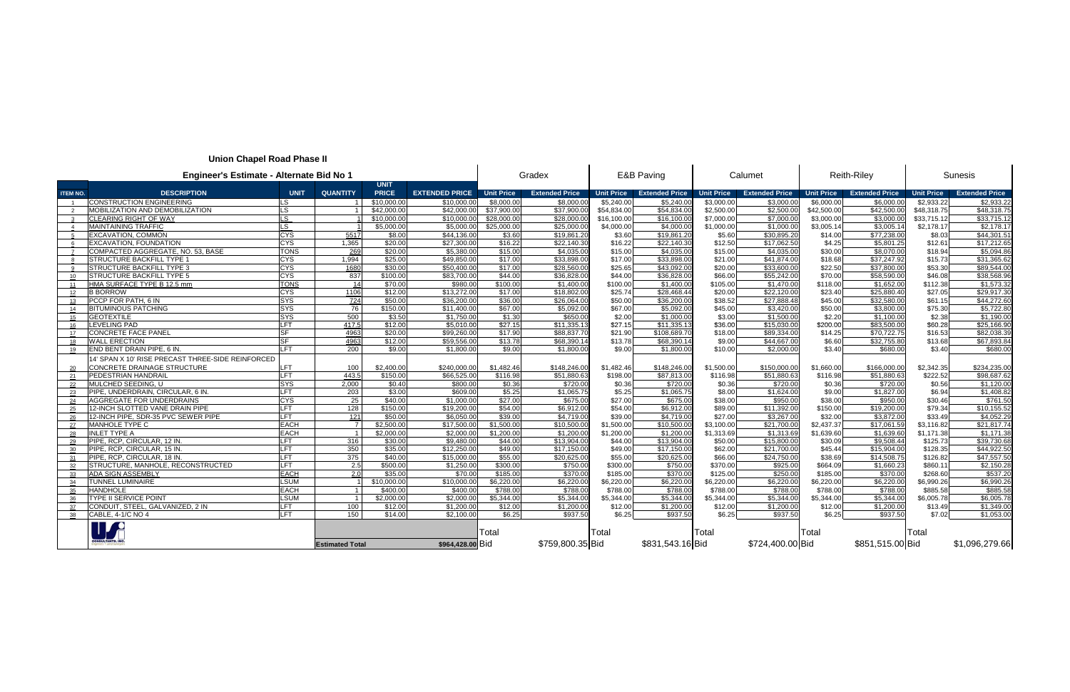# Union Chapel Road Phase II

| | Engineer's Estimate - Alternate Bid No 1 | | | | | Gradex | | E&B Paving | | Calumet | | Reith-Riley | | Sunesis | |
|---|---|---|---|---|---|---|---|---|---|---|---|---|---|---|---|
| ITEM NO. | DESCRIPTION | UNIT | QUANTITY | UNIT PRICE | EXTENDED PRICE | Unit Price | Extended Price | Unit Price | Extended Price | Unit Price | Extended Price | Unit Price | Extended Price | Unit Price | Extended Price |
| 1 | CONSTRUCTION ENGINEERING | LS | 1 | $10,000.00 | $10,000.00 | $8,000.00 | $8,000.00 | $5,240.00 | $5,240.00 | $3,000.00 | $3,000.00 | $6,000.00 | $6,000.00 | $2,933.22 | $2,933.22 |
| 2 | MOBILIZATION AND DEMOBILIZATION | LS | 1 | $42,000.00 | $42,000.00 | $37,900.00 | $37,900.00 | $54,834.00 | $54,834.00 | $2,500.00 | $2,500.00 | $42,500.00 | $42,500.00 | $48,318.75 | $48,318.75 |
| 3 | CLEARING RIGHT OF WAY | LS | 1 | $10,000.00 | $10,000.00 | $28,000.00 | $28,000.00 | $16,100.00 | $16,100.00 | $7,000.00 | $7,000.00 | $3,000.00 | $3,000.00 | $33,715.12 | $33,715.12 |
| 4 | MAINTAINING TRAFFIC | LS | 1 | $5,000.00 | $5,000.00 | $25,000.00 | $25,000.00 | $4,000.00 | $4,000.00 | $1,000.00 | $1,000.00 | $3,005.14 | $3,005.14 | $2,178.17 | $2,178.17 |
| 5 | EXCAVATION, COMMON | CYS | 5517 | $8.00 | $44,136.00 | $3.60 | $19,861.20 | $3.60 | $19,861.20 | $5.60 | $30,895.20 | $14.00 | $77,238.00 | $8.03 | $44,301.51 |
| 6 | EXCAVATION, FOUNDATION | CYS | 1,365 | $20.00 | $27,300.00 | $16.22 | $22,140.30 | $16.22 | $22,140.30 | $12.50 | $17,062.50 | $4.25 | $5,801.25 | $12.61 | $17,212.65 |
| 7 | COMPACTED AGGREGATE, NO. 53, BASE | TONS | 269 | $20.00 | $5,380.00 | $15.00 | $4,035.00 | $15.00 | $4,035.00 | $15.00 | $4,035.00 | $30.00 | $8,070.00 | $18.94 | $5,094.86 |
| 8 | STRUCTURE BACKFILL TYPE 1 | CYS | 1,994 | $25.00 | $49,850.00 | $17.00 | $33,898.00 | $17.00 | $33,898.00 | $21.00 | $41,874.00 | $18.68 | $37,247.92 | $15.73 | $31,365.62 |
| 9 | STRUCTURE BACKFILL TYPE 3 | CYS | 1680 | $30.00 | $50,400.00 | $17.00 | $28,560.00 | $25.65 | $43,092.00 | $20.00 | $33,600.00 | $22.50 | $37,800.00 | $53.30 | $89,544.00 |
| 10 | STRUCTURE BACKFILL TYPE 5 | CYS | 837 | $100.00 | $83,700.00 | $44.00 | $36,828.00 | $44.00 | $36,828.00 | $66.00 | $55,242.00 | $70.00 | $58,590.00 | $46.08 | $38,568.96 |
| 11 | HMA SURFACE TYPE B 12.5 mm | TONS | 14 | $70.00 | $980.00 | $100.00 | $1,400.00 | $100.00 | $1,400.00 | $105.00 | $1,470.00 | $118.00 | $1,652.00 | $112.38 | $1,573.32 |
| 12 | B BORROW | CYS | 1106 | $12.00 | $13,272.00 | $17.00 | $18,802.00 | $25.74 | $28,468.44 | $20.00 | $22,120.00 | $23.40 | $25,880.40 | $27.05 | $29,917.30 |
| 13 | PCCP FOR PATH, 6 IN | SYS | 724 | $50.00 | $36,200.00 | $36.00 | $26,064.00 | $50.00 | $36,200.00 | $38.52 | $27,888.48 | $45.00 | $32,580.00 | $61.15 | $44,272.60 |
| 14 | BITUMINOUS PATCHING | SYS | 76 | $150.00 | $11,400.00 | $67.00 | $5,092.00 | $67.00 | $5,092.00 | $45.00 | $3,420.00 | $50.00 | $3,800.00 | $75.30 | $5,722.80 |
| 15 | GEOTEXTILE | SYS | 500 | $3.50 | $1,750.00 | $1.30 | $650.00 | $2.00 | $1,000.00 | $3.00 | $1,500.00 | $2.20 | $1,100.00 | $2.38 | $1,190.00 |
| 16 | LEVELING PAD | LFT | 417.5 | $12.00 | $5,010.00 | $27.15 | $11,335.13 | $27.15 | $11,335.13 | $36.00 | $15,030.00 | $200.00 | $83,500.00 | $60.28 | $25,166.90 |
| 17 | CONCRETE FACE PANEL | SF | 4963 | $20.00 | $99,260.00 | $17.90 | $88,837.70 | $21.90 | $108,689.70 | $18.00 | $89,334.00 | $14.25 | $70,722.75 | $16.53 | $82,038.39 |
| 18 | WALL ERECTION | SF | 4963 | $12.00 | $59,556.00 | $13.78 | $68,390.14 | $13.78 | $68,390.14 | $9.00 | $44,667.00 | $6.60 | $32,755.80 | $13.68 | $67,893.84 |
| 19 | END BENT DRAIN PIPE, 6 IN. | LFT | 200 | $9.00 | $1,800.00 | $9.00 | $1,800.00 | $9.00 | $1,800.00 | $10.00 | $2,000.00 | $3.40 | $680.00 | $3.40 | $680.00 |
| 20 | 14' SPAN X 10' RISE PRECAST THREE-SIDE REINFORCED CONCRETE DRAINAGE STRUCTURE | LFT | 100 | $2,400.00 | $240,000.00 | $1,482.46 | $148,246.00 | $1,482.46 | $148,246.00 | $1,500.00 | $150,000.00 | $1,660.00 | $166,000.00 | $2,342.35 | $234,235.00 |
| 21 | PEDESTRIAN HANDRAIL | LFT | 443.5 | $150.00 | $66,525.00 | $116.98 | $51,880.63 | $198.00 | $87,813.00 | $116.98 | $51,880.63 | $116.98 | $51,880.63 | $222.52 | $98,687.62 |
| 22 | MULCHED SEEDING, U | SYS | 2,000 | $0.40 | $800.00 | $0.36 | $720.00 | $0.36 | $720.00 | $0.36 | $720.00 | $0.36 | $720.00 | $0.56 | $1,120.00 |
| 23 | PIPE, UNDERDRAIN, CIRCULAR, 6 IN. | LFT | 203 | $3.00 | $609.00 | $5.25 | $1,065.75 | $5.25 | $1,065.75 | $8.00 | $1,624.00 | $9.00 | $1,827.00 | $6.94 | $1,408.82 |
| 24 | AGGREGATE FOR UNDERDRAINS | CYS | 25 | $40.00 | $1,000.00 | $27.00 | $675.00 | $27.00 | $675.00 | $38.00 | $950.00 | $38.00 | $950.00 | $30.46 | $761.50 |
| 25 | 12-INCH SLOTTED VANE DRAIN PIPE | LFT | 128 | $150.00 | $19,200.00 | $54.00 | $6,912.00 | $54.00 | $6,912.00 | $89.00 | $11,392.00 | $150.00 | $19,200.00 | $79.34 | $10,155.52 |
| 26 | 12-INCH PIPE, SDR-35 PVC SEWER PIPE | LFT | 121 | $50.00 | $6,050.00 | $39.00 | $4,719.00 | $39.00 | $4,719.00 | $27.00 | $3,267.00 | $32.00 | $3,872.00 | $33.49 | $4,052.29 |
| 27 | MANHOLE TYPE C | EACH | 7 | $2,500.00 | $17,500.00 | $1,500.00 | $10,500.00 | $1,500.00 | $10,500.00 | $3,100.00 | $21,700.00 | $2,437.37 | $17,061.59 | $3,116.82 | $21,817.74 |
| 28 | INLET TYPE A | EACH | 1 | $2,000.00 | $2,000.00 | $1,200.00 | $1,200.00 | $1,200.00 | $1,200.00 | $1,313.69 | $1,313.69 | $1,639.60 | $1,639.60 | $1,171.38 | $1,171.38 |
| 29 | PIPE, RCP, CIRCULAR, 12 IN. | LFT | 316 | $30.00 | $9,480.00 | $44.00 | $13,904.00 | $44.00 | $13,904.00 | $50.00 | $15,800.00 | $30.09 | $9,508.44 | $125.73 | $39,730.68 |
| 30 | PIPE, RCP, CIRCULAR, 15 IN. | LFT | 350 | $35.00 | $12,250.00 | $49.00 | $17,150.00 | $49.00 | $17,150.00 | $62.00 | $21,700.00 | $45.44 | $15,904.00 | $128.35 | $44,922.50 |
| 31 | PIPE, RCP, CIRCULAR, 18 IN. | LFT | 375 | $40.00 | $15,000.00 | $55.00 | $20,625.00 | $55.00 | $20,625.00 | $66.00 | $24,750.00 | $38.69 | $14,508.75 | $126.82 | $47,557.50 |
| 32 | STRUCTURE, MANHOLE, RECONSTRUCTED | LFT | 2.5 | $500.00 | $1,250.00 | $300.00 | $750.00 | $300.00 | $750.00 | $370.00 | $925.00 | $664.09 | $1,660.23 | $860.11 | $2,150.28 |
| 33 | ADA SIGN ASSEMBLY | EACH | 2.0 | $35.00 | $70.00 | $185.00 | $370.00 | $185.00 | $370.00 | $125.00 | $250.00 | $185.00 | $370.00 | $268.60 | $537.20 |
| 34 | TUNNEL LUMINAIRE | LSUM | 1 | $10,000.00 | $10,000.00 | $6,220.00 | $6,220.00 | $6,220.00 | $6,220.00 | $6,220.00 | $6,220.00 | $6,220.00 | $6,220.00 | $6,990.26 | $6,990.26 |
| 35 | HANDHOLE | EACH | 1 | $400.00 | $400.00 | $788.00 | $788.00 | $788.00 | $788.00 | $788.00 | $788.00 | $788.00 | $788.00 | $885.58 | $885.58 |
| 36 | TYPE II SERVICE POINT | LSUM | 1 | $2,000.00 | $2,000.00 | $5,344.00 | $5,344.00 | $5,344.00 | $5,344.00 | $5,344.00 | $5,344.00 | $5,344.00 | $5,344.00 | $6,005.78 | $6,005.78 |
| 37 | CONDUIT, STEEL, GALVANIZED, 2 IN | LFT | 100 | $12.00 | $1,200.00 | $12.00 | $1,200.00 | $12.00 | $1,200.00 | $12.00 | $1,200.00 | $12.00 | $1,200.00 | $13.49 | $1,349.00 |
| 38 | CABLE, 4-1/C NO 4 | LFT | 150 | $14.00 | $2,100.00 | $6.25 | $937.50 | $6.25 | $937.50 | $6.25 | $937.50 | $6.25 | $937.50 | $7.02 | $1,053.00 |
| | | | Estimated Total | | $964,428.00 | Total Bid | $759,800.35 | Total Bid | $831,543.16 | Total Bid | $724,400.00 | Total Bid | $851,515.00 | Total Bid | $1,096,279.66 |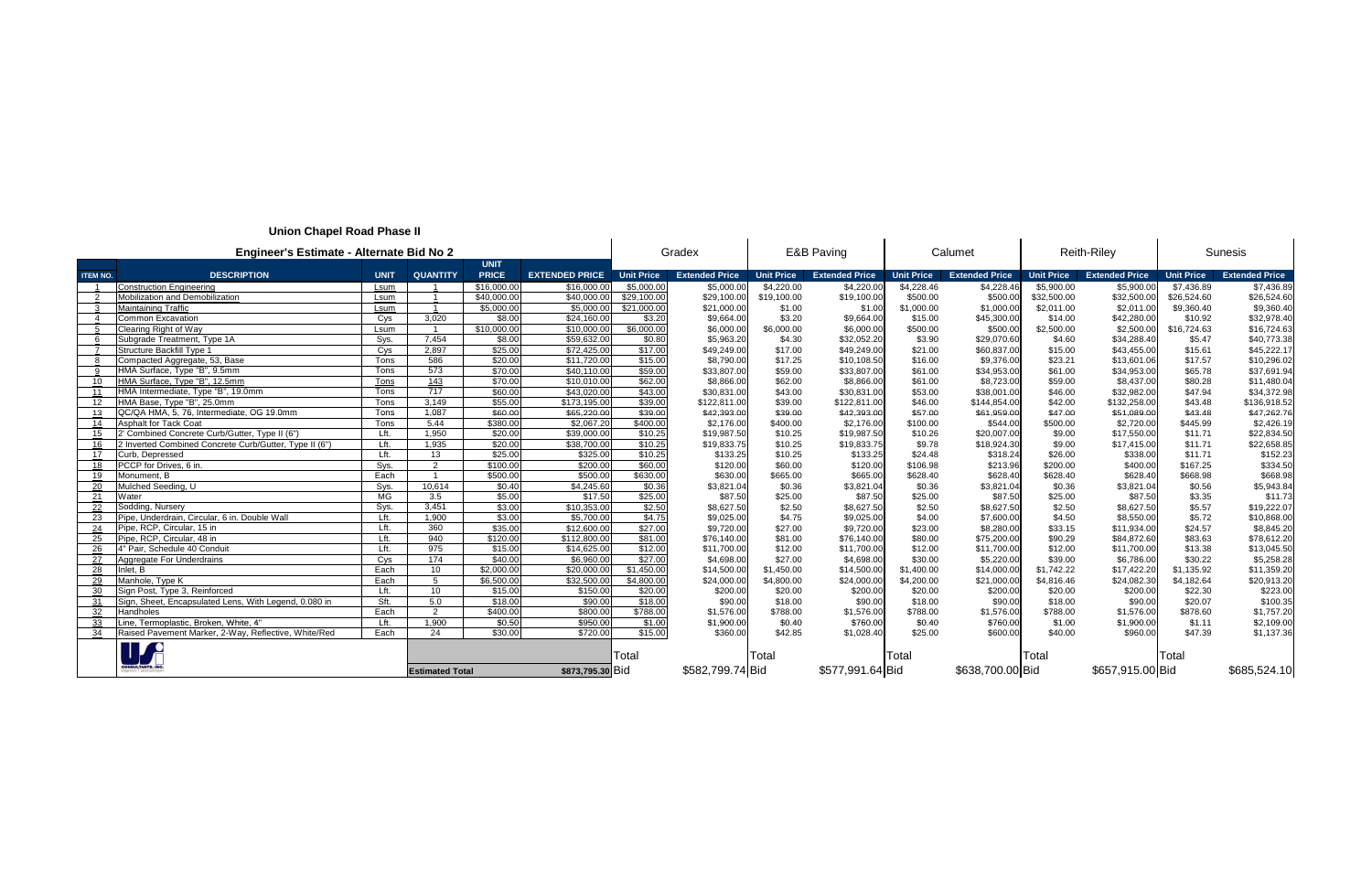## Union Chapel Road Phase II

| Engineer's Estimate - Alternate Bid No 2 | | | | | | Gradex | | E&B Paving | | Calumet | | Reith-Riley | | Sunesis | |
|---|---|---|---|---|---|---|---|---|---|---|---|---|---|---|---|
| ITEM NO. | DESCRIPTION | UNIT | QUANTITY | UNIT PRICE | EXTENDED PRICE | Unit Price | Extended Price | Unit Price | Extended Price | Unit Price | Extended Price | Unit Price | Extended Price | Unit Price | Extended Price |
| 1 | Construction Engineering | Lsum | 1 | $16,000.00 | $16,000.00 | $5,000.00 | $5,000.00 | $4,220.00 | $4,220.00 | $4,228.46 | $4,228.46 | $5,900.00 | $5,900.00 | $7,436.89 | $7,436.89 |
| 2 | Mobilization and Demobilization | Lsum | 1 | $40,000.00 | $40,000.00 | $29,100.00 | $29,100.00 | $19,100.00 | $19,100.00 | $500.00 | $500.00 | $32,500.00 | $32,500.00 | $26,524.60 | $26,524.60 |
| 3 | Maintaining Traffic | Lsum | 1 | $5,000.00 | $5,000.00 | $21,000.00 | $21,000.00 | $1.00 | $1.00 | $1,000.00 | $1,000.00 | $2,011.00 | $2,011.00 | $9,360.40 | $9,360.40 |
| 4 | Common Excavation | Cys | 3,020 | $8.00 | $24,160.00 | $3.20 | $9,664.00 | $3.20 | $9,664.00 | $15.00 | $45,300.00 | $14.00 | $42,280.00 | $10.92 | $32,978.40 |
| 5 | Clearing Right of Way | Lsum | 1 | $10,000.00 | $10,000.00 | $6,000.00 | $6,000.00 | $6,000.00 | $6,000.00 | $500.00 | $500.00 | $2,500.00 | $2,500.00 | $16,724.63 | $16,724.63 |
| 6 | Subgrade Treatment, Type 1A | Sys. | 7,454 | $8.00 | $59,632.00 | $0.80 | $5,963.20 | $4.30 | $32,052.20 | $3.90 | $29,070.60 | $4.60 | $34,288.40 | $5.47 | $40,773.38 |
| 7 | Structure Backfill Type 1 | Cys | 2,897 | $25.00 | $72,425.00 | $17.00 | $49,249.00 | $17.00 | $49,249.00 | $21.00 | $60,837.00 | $15.00 | $43,455.00 | $15.61 | $45,222.17 |
| 8 | Compacted Aggregate, 53, Base | Tons | 586 | $20.00 | $11,720.00 | $15.00 | $8,790.00 | $17.25 | $10,108.50 | $16.00 | $9,376.00 | $23.21 | $13,601.06 | $17.57 | $10,296.02 |
| 9 | HMA Surface, Type "B", 9.5mm | Tons | 573 | $70.00 | $40,110.00 | $59.00 | $33,807.00 | $59.00 | $33,807.00 | $61.00 | $34,953.00 | $61.00 | $34,953.00 | $65.78 | $37,691.94 |
| 10 | HMA Surface, Type "B", 12.5mm | Tons | 143 | $70.00 | $10,010.00 | $62.00 | $8,866.00 | $62.00 | $8,866.00 | $61.00 | $8,723.00 | $59.00 | $8,437.00 | $80.28 | $11,480.04 |
| 11 | HMA Intermediate, Type "B", 19.0mm | Tons | 717 | $60.00 | $43,020.00 | $43.00 | $30,831.00 | $43.00 | $30,831.00 | $53.00 | $38,001.00 | $46.00 | $32,982.00 | $47.94 | $34,372.98 |
| 12 | HMA Base, Type "B", 25.0mm | Tons | 3,149 | $55.00 | $173,195.00 | $39.00 | $122,811.00 | $39.00 | $122,811.00 | $46.00 | $144,854.00 | $42.00 | $132,258.00 | $43.48 | $136,918.52 |
| 13 | QC/QA HMA, 5, 76, Intermediate, OG 19.0mm | Tons | 1,087 | $60.00 | $65,220.00 | $39.00 | $42,393.00 | $39.00 | $42,393.00 | $57.00 | $61,959.00 | $47.00 | $51,089.00 | $43.48 | $47,262.76 |
| 14 | Asphalt for Tack Coat | Tons | 5.44 | $380.00 | $2,067.20 | $400.00 | $2,176.00 | $400.00 | $2,176.00 | $100.00 | $544.00 | $500.00 | $2,720.00 | $445.99 | $2,426.19 |
| 15 | 2' Combined Concrete Curb/Gutter, Type II (6") | Lft. | 1,950 | $20.00 | $39,000.00 | $10.25 | $19,987.50 | $10.25 | $19,987.50 | $10.26 | $20,007.00 | $9.00 | $17,550.00 | $11.71 | $22,834.50 |
| 16 | 2 Inverted Combined Concrete Curb/Gutter, Type II (6") | Lft. | 1,935 | $20.00 | $38,700.00 | $10.25 | $19,833.75 | $10.25 | $19,833.75 | $9.78 | $18,924.30 | $9.00 | $17,415.00 | $11.71 | $22,658.85 |
| 17 | Curb, Depressed | Lft. | 13 | $25.00 | $325.00 | $10.25 | $133.25 | $10.25 | $133.25 | $24.48 | $318.24 | $26.00 | $338.00 | $11.71 | $152.23 |
| 18 | PCCP for Drives, 6 in. | Sys. | 2 | $100.00 | $200.00 | $60.00 | $120.00 | $60.00 | $120.00 | $106.98 | $213.96 | $200.00 | $400.00 | $167.25 | $334.50 |
| 19 | Monument, B | Each | 1 | $500.00 | $500.00 | $630.00 | $630.00 | $665.00 | $665.00 | $628.40 | $628.40 | $628.40 | $628.40 | $668.98 | $668.98 |
| 20 | Mulched Seeding, U | Sys. | 10,614 | $0.40 | $4,245.60 | $0.36 | $3,821.04 | $0.36 | $3,821.04 | $0.36 | $3,821.04 | $0.36 | $3,821.04 | $0.56 | $5,943.84 |
| 21 | Water | MG | 3.5 | $5.00 | $17.50 | $25.00 | $87.50 | $25.00 | $87.50 | $25.00 | $87.50 | $25.00 | $87.50 | $3.35 | $11.73 |
| 22 | Sodding, Nursery | Sys. | 3,451 | $3.00 | $10,353.00 | $2.50 | $8,627.50 | $2.50 | $8,627.50 | $2.50 | $8,627.50 | $2.50 | $8,627.50 | $5.57 | $19,222.07 |
| 23 | Pipe, Underdrain, Circular, 6 in. Double Wall | Lft. | 1,900 | $3.00 | $5,700.00 | $4.75 | $9,025.00 | $4.75 | $9,025.00 | $4.00 | $7,600.00 | $4.50 | $8,550.00 | $5.72 | $10,868.00 |
| 24 | Pipe, RCP, Circular, 15 in | Lft. | 360 | $35.00 | $12,600.00 | $27.00 | $9,720.00 | $27.00 | $9,720.00 | $23.00 | $8,280.00 | $33.15 | $11,934.00 | $24.57 | $8,845.20 |
| 25 | Pipe, RCP, Circular, 48 in | Lft. | 940 | $120.00 | $112,800.00 | $81.00 | $76,140.00 | $81.00 | $76,140.00 | $80.00 | $75,200.00 | $90.29 | $84,872.60 | $83.63 | $78,612.20 |
| 26 | 4" Pair, Schedule 40 Conduit | Lft. | 975 | $15.00 | $14,625.00 | $12.00 | $11,700.00 | $12.00 | $11,700.00 | $12.00 | $11,700.00 | $12.00 | $11,700.00 | $13.38 | $13,045.50 |
| 27 | Aggregate For Underdrains | Cys | 174 | $40.00 | $6,960.00 | $27.00 | $4,698.00 | $27.00 | $4,698.00 | $30.00 | $5,220.00 | $39.00 | $6,786.00 | $30.22 | $5,258.28 |
| 28 | Inlet, B | Each | 10 | $2,000.00 | $20,000.00 | $1,450.00 | $14,500.00 | $1,450.00 | $14,500.00 | $1,400.00 | $14,000.00 | $1,742.22 | $17,422.20 | $1,135.92 | $11,359.20 |
| 29 | Manhole, Type K | Each | 5 | $6,500.00 | $32,500.00 | $4,800.00 | $24,000.00 | $4,800.00 | $24,000.00 | $4,200.00 | $21,000.00 | $4,816.46 | $24,082.30 | $4,182.64 | $20,913.20 |
| 30 | Sign Post, Type 3, Reinforced | Lft. | 10 | $15.00 | $150.00 | $20.00 | $200.00 | $20.00 | $200.00 | $20.00 | $200.00 | $20.00 | $200.00 | $22.30 | $223.00 |
| 31 | Sign, Sheet, Encapsulated Lens, With Legend, 0.080 in | Sft. | 5.0 | $18.00 | $90.00 | $18.00 | $90.00 | $18.00 | $90.00 | $18.00 | $90.00 | $18.00 | $90.00 | $20.07 | $100.35 |
| 32 | Handholes | Each | 2 | $400.00 | $800.00 | $788.00 | $1,576.00 | $788.00 | $1,576.00 | $788.00 | $1,576.00 | $788.00 | $1,576.00 | $878.60 | $1,757.20 |
| 33 | Line, Termoplastic, Broken, White, 4" | Lft. | 1,900 | $0.50 | $950.00 | $1.00 | $1,900.00 | $0.40 | $760.00 | $0.40 | $760.00 | $1.00 | $1,900.00 | $1.11 | $2,109.00 |
| 34 | Raised Pavement Marker, 2-Way, Reflective, White/Red | Each | 24 | $30.00 | $720.00 | $15.00 | $360.00 | $42.85 | $1,028.40 | $25.00 | $600.00 | $40.00 | $960.00 | $47.39 | $1,137.36 |
| | | | Estimated Total | | $873,795.30 | Total Bid | $582,799.74 | Total Bid | $577,991.64 | Total Bid | $638,700.00 | Total Bid | $657,915.00 | Total Bid | $685,524.10 |